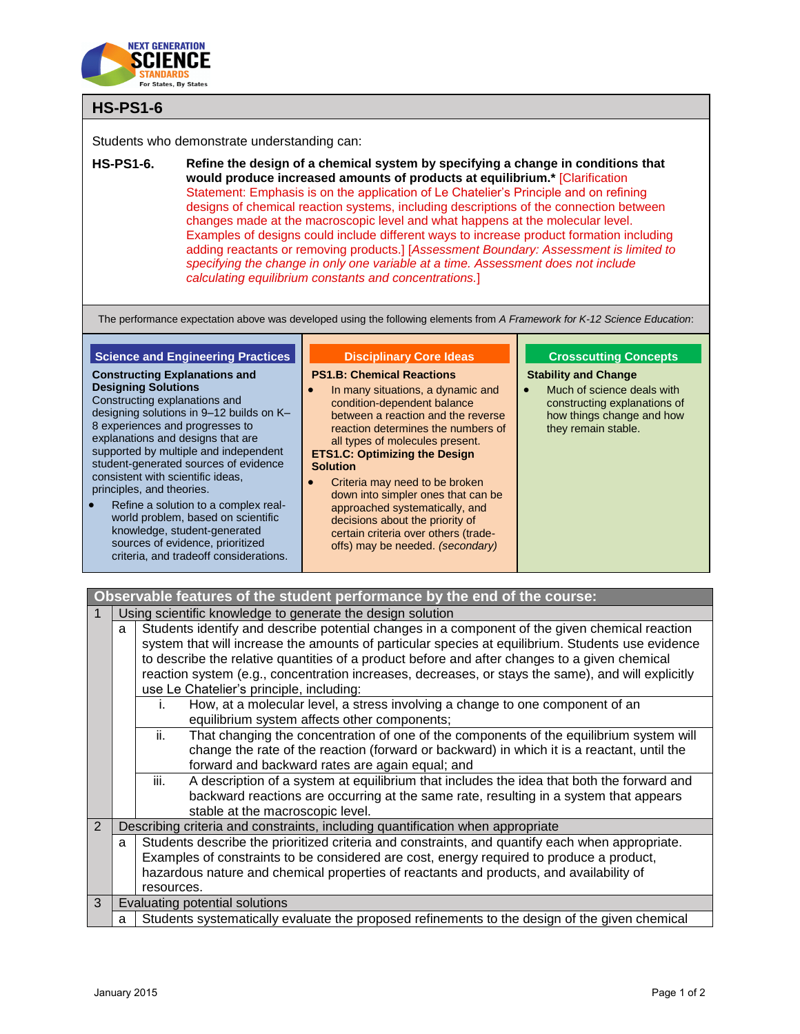## HS-PS1-6

Students who demonstrate understanding can:

**HS-PS1-6.** **Refine the design of a chemical system by specifying a change in conditions that would produce increased amounts of products at equilibrium.*** [Clarification Statement: Emphasis is on the application of Le Chatelier's Principle and on refining designs of chemical reaction systems, including descriptions of the connection between changes made at the macroscopic level and what happens at the molecular level. Examples of designs could include different ways to increase product formation including adding reactants or removing products.] [*Assessment Boundary: Assessment is limited to specifying the change in only one variable at a time. Assessment does not include calculating equilibrium constants and concentrations.*]

The performance expectation above was developed using the following elements from *A Framework for K-12 Science Education*:

### Science and Engineering Practices

**Constructing Explanations and Designing Solutions**

Constructing explanations and designing solutions in 9–12 builds on K–8 experiences and progresses to explanations and designs that are supported by multiple and independent student-generated sources of evidence consistent with scientific ideas, principles, and theories.

- Refine a solution to a complex real-world problem, based on scientific knowledge, student-generated sources of evidence, prioritized criteria, and tradeoff considerations.

### Disciplinary Core Ideas

**PS1.B: Chemical Reactions**

- In many situations, a dynamic and condition-dependent balance between a reaction and the reverse reaction determines the numbers of all types of molecules present.

**ETS1.C: Optimizing the Design Solution**

- Criteria may need to be broken down into simpler ones that can be approached systematically, and decisions about the priority of certain criteria over others (trade-offs) may be needed. *(secondary)*

### Crosscutting Concepts

**Stability and Change**

- Much of science deals with constructing explanations of how things change and how they remain stable.

## Observable features of the student performance by the end of the course:

| | | | |
|---|---|---|---|
| 1 | Using scientific knowledge to generate the design solution | | |
| | a | Students identify and describe potential changes in a component of the given chemical reaction system that will increase the amounts of particular species at equilibrium. Students use evidence to describe the relative quantities of a product before and after changes to a given chemical reaction system (e.g., concentration increases, decreases, or stays the same), and will explicitly use Le Chatelier's principle, including: | |
| | | i. | How, at a molecular level, a stress involving a change to one component of an equilibrium system affects other components; |
| | | ii. | That changing the concentration of one of the components of the equilibrium system will change the rate of the reaction (forward or backward) in which it is a reactant, until the forward and backward rates are again equal; and |
| | | iii. | A description of a system at equilibrium that includes the idea that both the forward and backward reactions are occurring at the same rate, resulting in a system that appears stable at the macroscopic level. |
| 2 | Describing criteria and constraints, including quantification when appropriate | | |
| | a | Students describe the prioritized criteria and constraints, and quantify each when appropriate. Examples of constraints to be considered are cost, energy required to produce a product, hazardous nature and chemical properties of reactants and products, and availability of resources. | |
| 3 | Evaluating potential solutions | | |
| | a | Students systematically evaluate the proposed refinements to the design of the given chemical | |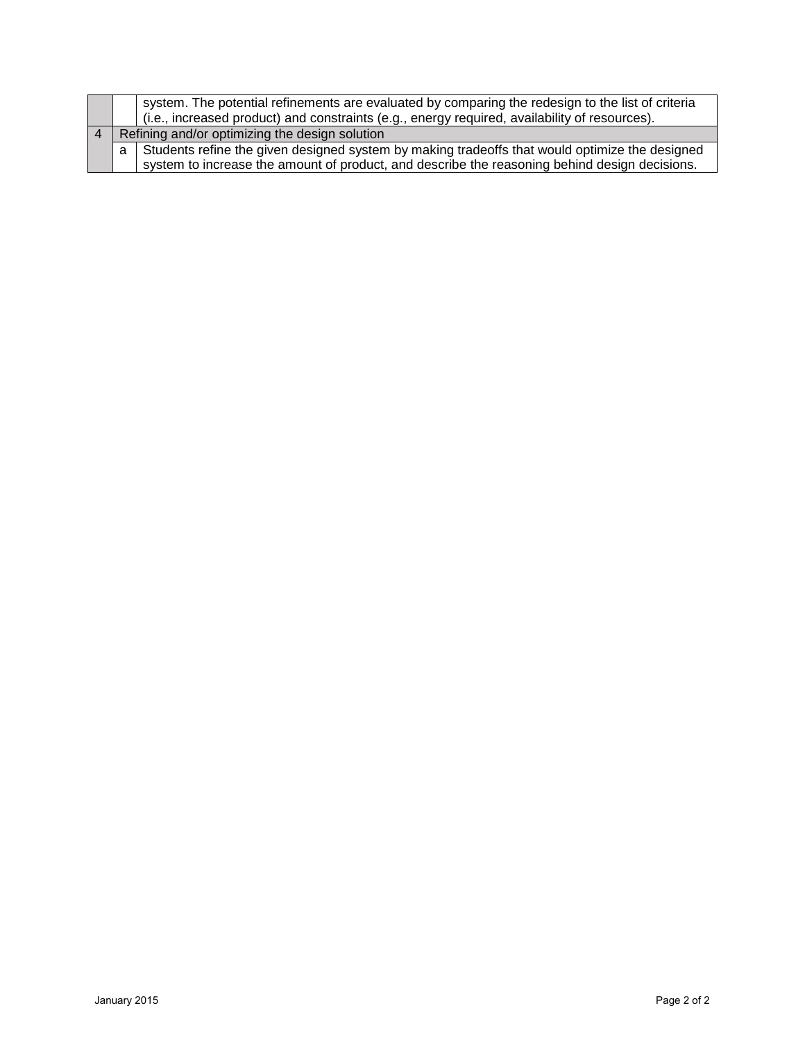| | | |
|---|---|---|
| | | system. The potential refinements are evaluated by comparing the redesign to the list of criteria (i.e., increased product) and constraints (e.g., energy required, availability of resources). |
| 4 | Refining and/or optimizing the design solution | |
| | a | Students refine the given designed system by making tradeoffs that would optimize the designed system to increase the amount of product, and describe the reasoning behind design decisions. |

January 2015